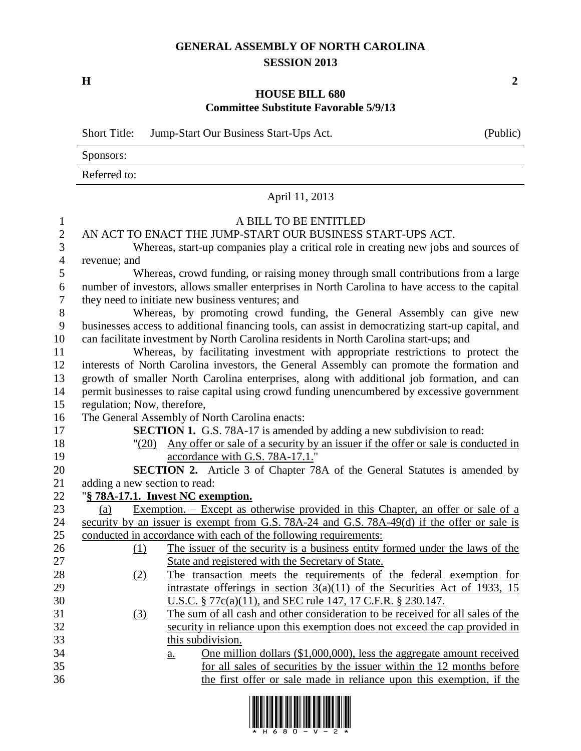# GENERAL ASSEMBLY OF NORTH CAROLINA
## SESSION 2013

**H** **2**

## HOUSE BILL 680
### Committee Substitute Favorable 5/9/13

Short Title: Jump-Start Our Business Start-Ups Act. (Public)

Sponsors:

Referred to:

April 11, 2013

A BILL TO BE ENTITLED

AN ACT TO ENACT THE JUMP-START OUR BUSINESS START-UPS ACT.

Whereas, start-up companies play a critical role in creating new jobs and sources of revenue; and

Whereas, crowd funding, or raising money through small contributions from a large number of investors, allows smaller enterprises in North Carolina to have access to the capital they need to initiate new business ventures; and

Whereas, by promoting crowd funding, the General Assembly can give new businesses access to additional financing tools, can assist in democratizing start-up capital, and can facilitate investment by North Carolina residents in North Carolina start-ups; and

Whereas, by facilitating investment with appropriate restrictions to protect the interests of North Carolina investors, the General Assembly can promote the formation and growth of smaller North Carolina enterprises, along with additional job formation, and can permit businesses to raise capital using crowd funding unencumbered by excessive government regulation; Now, therefore,

The General Assembly of North Carolina enacts:

**SECTION 1.** G.S. 78A-17 is amended by adding a new subdivision to read:

"(20) Any offer or sale of a security by an issuer if the offer or sale is conducted in accordance with G.S. 78A-17.1."

**SECTION 2.** Article 3 of Chapter 78A of the General Statutes is amended by adding a new section to read:

"**§ 78A-17.1. Invest NC exemption.**

(a) Exemption. – Except as otherwise provided in this Chapter, an offer or sale of a security by an issuer is exempt from G.S. 78A-24 and G.S. 78A-49(d) if the offer or sale is conducted in accordance with each of the following requirements:

(1) The issuer of the security is a business entity formed under the laws of the State and registered with the Secretary of State.

(2) The transaction meets the requirements of the federal exemption for intrastate offerings in section 3(a)(11) of the Securities Act of 1933, 15 U.S.C. § 77c(a)(11), and SEC rule 147, 17 C.F.R. § 230.147.

(3) The sum of all cash and other consideration to be received for all sales of the security in reliance upon this exemption does not exceed the cap provided in this subdivision.

a. One million dollars ($1,000,000), less the aggregate amount received for all sales of securities by the issuer within the 12 months before the first offer or sale made in reliance upon this exemption, if the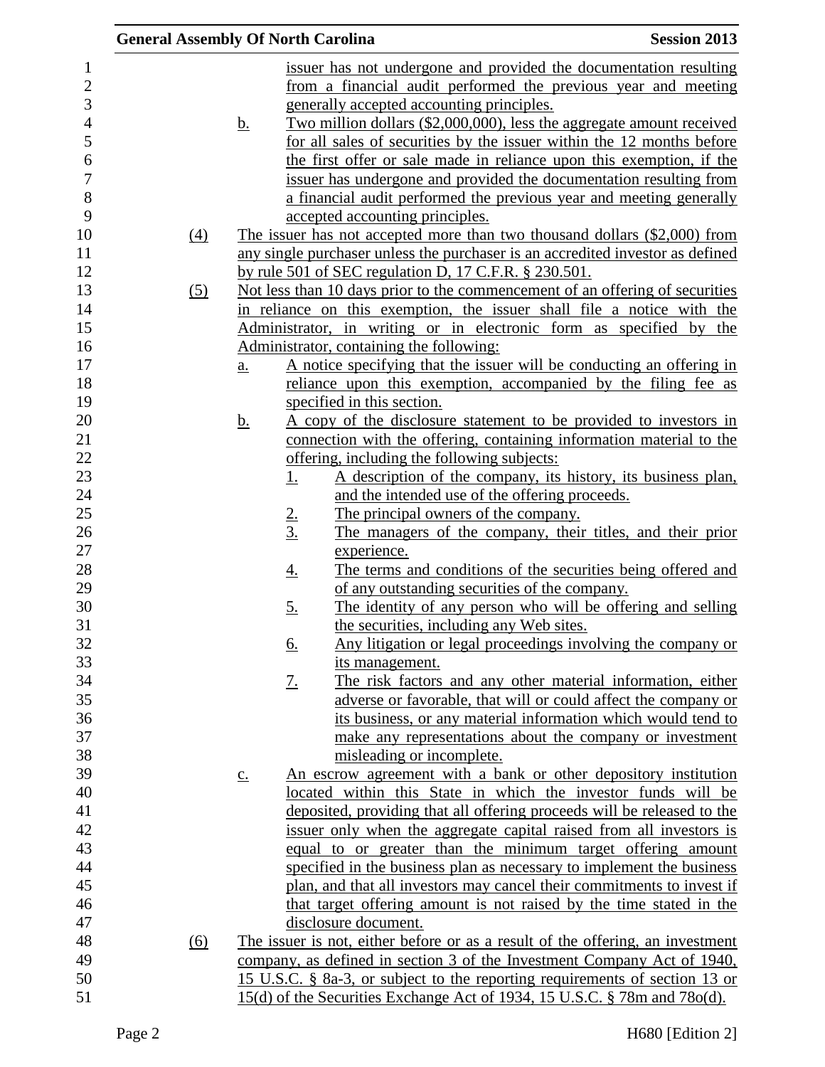issuer has not undergone and provided the documentation resulting from a financial audit performed the previous year and meeting generally accepted accounting principles.

b. Two million dollars ($2,000,000), less the aggregate amount received for all sales of securities by the issuer within the 12 months before the first offer or sale made in reliance upon this exemption, if the issuer has undergone and provided the documentation resulting from a financial audit performed the previous year and meeting generally accepted accounting principles.

(4) The issuer has not accepted more than two thousand dollars ($2,000) from any single purchaser unless the purchaser is an accredited investor as defined by rule 501 of SEC regulation D, 17 C.F.R. § 230.501.

(5) Not less than 10 days prior to the commencement of an offering of securities in reliance on this exemption, the issuer shall file a notice with the Administrator, in writing or in electronic form as specified by the Administrator, containing the following:

a. A notice specifying that the issuer will be conducting an offering in reliance upon this exemption, accompanied by the filing fee as specified in this section.

b. A copy of the disclosure statement to be provided to investors in connection with the offering, containing information material to the offering, including the following subjects:

1. A description of the company, its history, its business plan, and the intended use of the offering proceeds.
2. The principal owners of the company.
3. The managers of the company, their titles, and their prior experience.
4. The terms and conditions of the securities being offered and of any outstanding securities of the company.
5. The identity of any person who will be offering and selling the securities, including any Web sites.
6. Any litigation or legal proceedings involving the company or its management.
7. The risk factors and any other material information, either adverse or favorable, that will or could affect the company or its business, or any material information which would tend to make any representations about the company or investment misleading or incomplete.

c. An escrow agreement with a bank or other depository institution located within this State in which the investor funds will be deposited, providing that all offering proceeds will be released to the issuer only when the aggregate capital raised from all investors is equal to or greater than the minimum target offering amount specified in the business plan as necessary to implement the business plan, and that all investors may cancel their commitments to invest if that target offering amount is not raised by the time stated in the disclosure document.

(6) The issuer is not, either before or as a result of the offering, an investment company, as defined in section 3 of the Investment Company Act of 1940, 15 U.S.C. § 8a-3, or subject to the reporting requirements of section 13 or 15(d) of the Securities Exchange Act of 1934, 15 U.S.C. § 78m and 78o(d).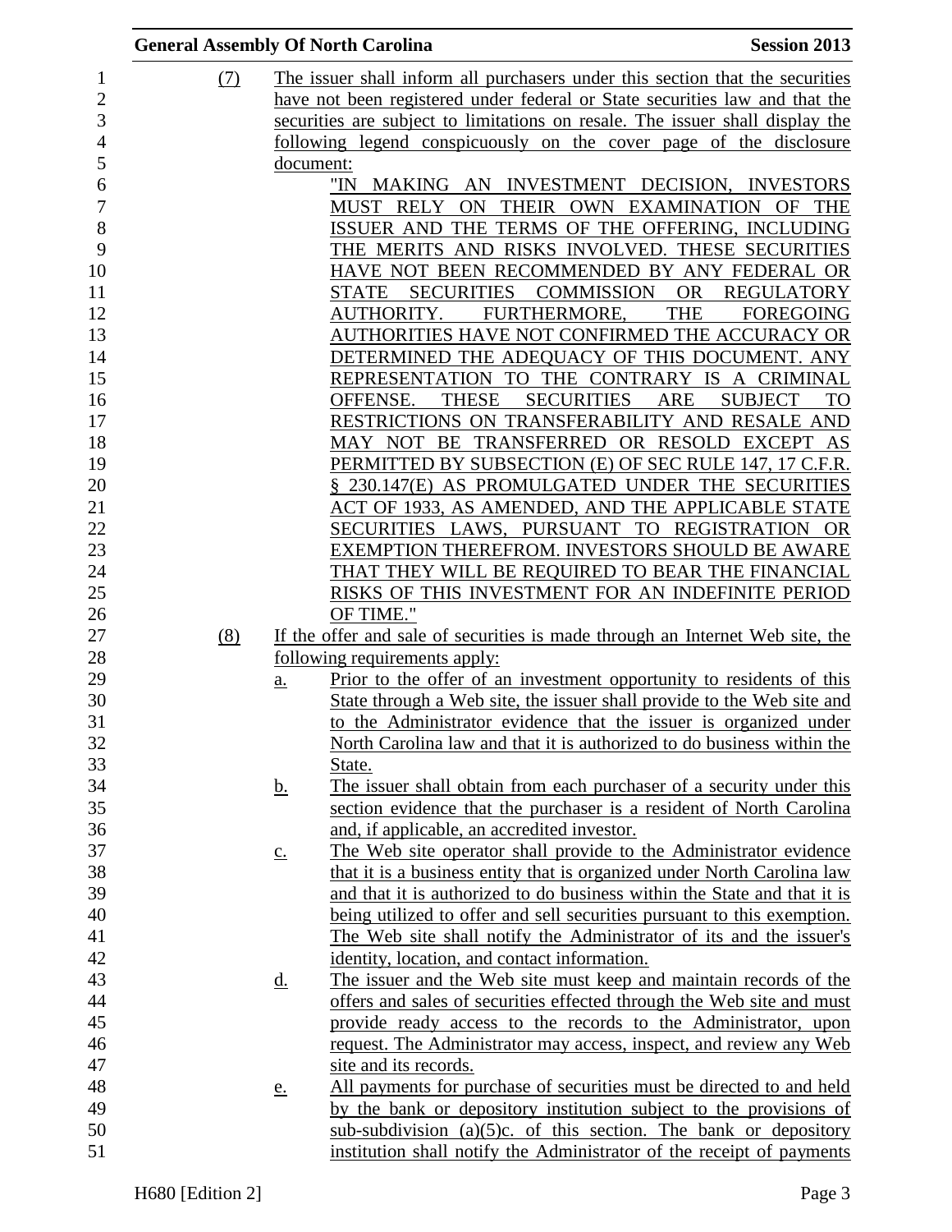(7) The issuer shall inform all purchasers under this section that the securities have not been registered under federal or State securities law and that the securities are subject to limitations on resale. The issuer shall display the following legend conspicuously on the cover page of the disclosure document:

"IN MAKING AN INVESTMENT DECISION, INVESTORS MUST RELY ON THEIR OWN EXAMINATION OF THE ISSUER AND THE TERMS OF THE OFFERING, INCLUDING THE MERITS AND RISKS INVOLVED. THESE SECURITIES HAVE NOT BEEN RECOMMENDED BY ANY FEDERAL OR STATE SECURITIES COMMISSION OR REGULATORY AUTHORITY. FURTHERMORE, THE FOREGOING AUTHORITIES HAVE NOT CONFIRMED THE ACCURACY OR DETERMINED THE ADEQUACY OF THIS DOCUMENT. ANY REPRESENTATION TO THE CONTRARY IS A CRIMINAL OFFENSE. THESE SECURITIES ARE SUBJECT TO RESTRICTIONS ON TRANSFERABILITY AND RESALE AND MAY NOT BE TRANSFERRED OR RESOLD EXCEPT AS PERMITTED BY SUBSECTION (E) OF SEC RULE 147, 17 C.F.R. § 230.147(E) AS PROMULGATED UNDER THE SECURITIES ACT OF 1933, AS AMENDED, AND THE APPLICABLE STATE SECURITIES LAWS, PURSUANT TO REGISTRATION OR EXEMPTION THEREFROM. INVESTORS SHOULD BE AWARE THAT THEY WILL BE REQUIRED TO BEAR THE FINANCIAL RISKS OF THIS INVESTMENT FOR AN INDEFINITE PERIOD OF TIME."

(8) If the offer and sale of securities is made through an Internet Web site, the following requirements apply:

a. Prior to the offer of an investment opportunity to residents of this State through a Web site, the issuer shall provide to the Web site and to the Administrator evidence that the issuer is organized under North Carolina law and that it is authorized to do business within the State.

b. The issuer shall obtain from each purchaser of a security under this section evidence that the purchaser is a resident of North Carolina and, if applicable, an accredited investor.

c. The Web site operator shall provide to the Administrator evidence that it is a business entity that is organized under North Carolina law and that it is authorized to do business within the State and that it is being utilized to offer and sell securities pursuant to this exemption. The Web site shall notify the Administrator of its and the issuer's identity, location, and contact information.

d. The issuer and the Web site must keep and maintain records of the offers and sales of securities effected through the Web site and must provide ready access to the records to the Administrator, upon request. The Administrator may access, inspect, and review any Web site and its records.

e. All payments for purchase of securities must be directed to and held by the bank or depository institution subject to the provisions of sub-subdivision (a)(5)c. of this section. The bank or depository institution shall notify the Administrator of the receipt of payments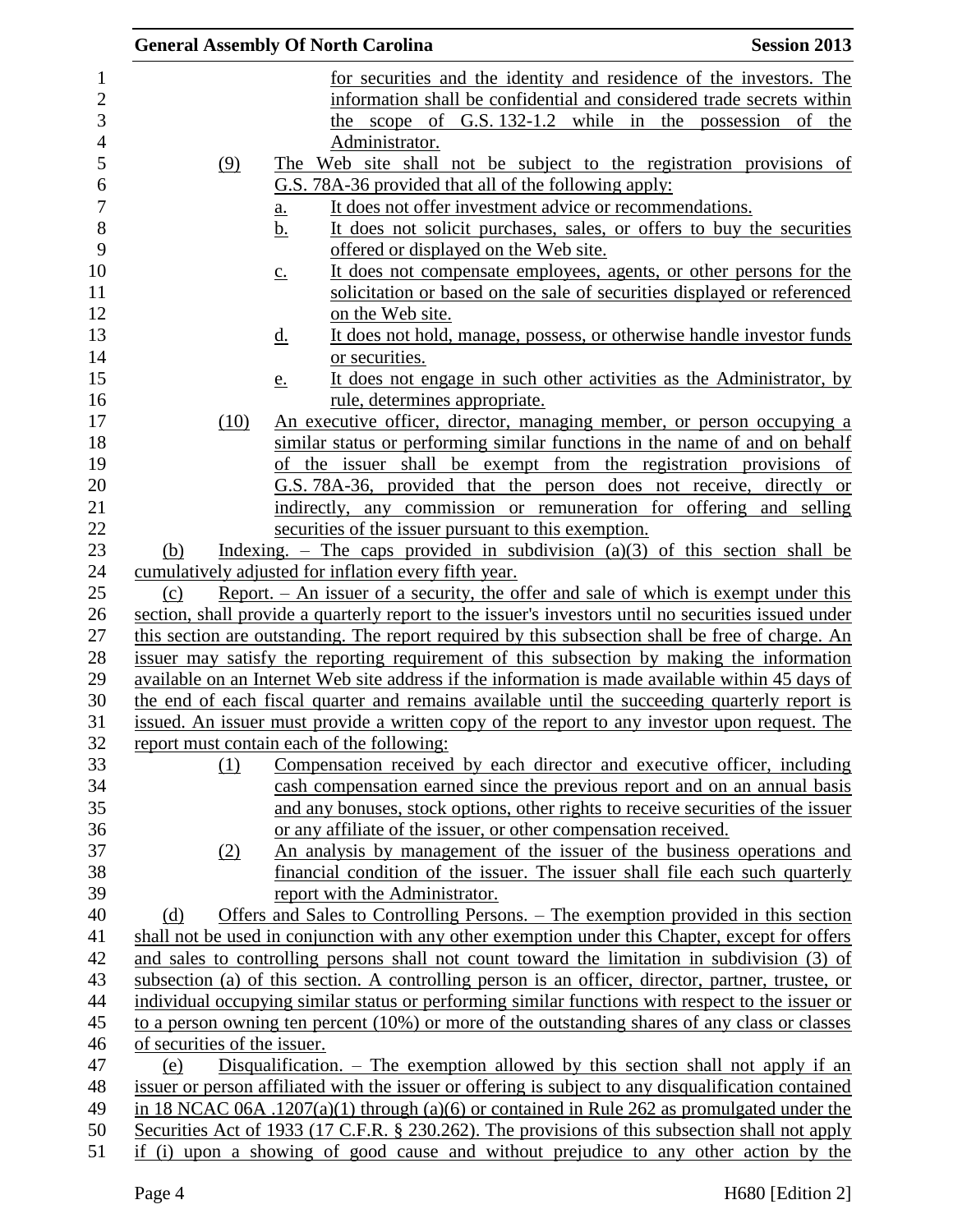for securities and the identity and residence of the investors. The information shall be confidential and considered trade secrets within the scope of G.S. 132-1.2 while in the possession of the Administrator.

(9) The Web site shall not be subject to the registration provisions of G.S. 78A-36 provided that all of the following apply:

a. It does not offer investment advice or recommendations.

b. It does not solicit purchases, sales, or offers to buy the securities offered or displayed on the Web site.

c. It does not compensate employees, agents, or other persons for the solicitation or based on the sale of securities displayed or referenced on the Web site.

d. It does not hold, manage, possess, or otherwise handle investor funds or securities.

e. It does not engage in such other activities as the Administrator, by rule, determines appropriate.

(10) An executive officer, director, managing member, or person occupying a similar status or performing similar functions in the name of and on behalf of the issuer shall be exempt from the registration provisions of G.S. 78A-36, provided that the person does not receive, directly or indirectly, any commission or remuneration for offering and selling securities of the issuer pursuant to this exemption.

(b) Indexing. – The caps provided in subdivision (a)(3) of this section shall be cumulatively adjusted for inflation every fifth year.

(c) Report. – An issuer of a security, the offer and sale of which is exempt under this section, shall provide a quarterly report to the issuer's investors until no securities issued under this section are outstanding. The report required by this subsection shall be free of charge. An issuer may satisfy the reporting requirement of this subsection by making the information available on an Internet Web site address if the information is made available within 45 days of the end of each fiscal quarter and remains available until the succeeding quarterly report is issued. An issuer must provide a written copy of the report to any investor upon request. The report must contain each of the following:

(1) Compensation received by each director and executive officer, including cash compensation earned since the previous report and on an annual basis and any bonuses, stock options, other rights to receive securities of the issuer or any affiliate of the issuer, or other compensation received.

(2) An analysis by management of the issuer of the business operations and financial condition of the issuer. The issuer shall file each such quarterly report with the Administrator.

(d) Offers and Sales to Controlling Persons. – The exemption provided in this section shall not be used in conjunction with any other exemption under this Chapter, except for offers and sales to controlling persons shall not count toward the limitation in subdivision (3) of subsection (a) of this section. A controlling person is an officer, director, partner, trustee, or individual occupying similar status or performing similar functions with respect to the issuer or to a person owning ten percent (10%) or more of the outstanding shares of any class or classes of securities of the issuer.

(e) Disqualification. – The exemption allowed by this section shall not apply if an issuer or person affiliated with the issuer or offering is subject to any disqualification contained in 18 NCAC 06A .1207(a)(1) through (a)(6) or contained in Rule 262 as promulgated under the Securities Act of 1933 (17 C.F.R. § 230.262). The provisions of this subsection shall not apply if (i) upon a showing of good cause and without prejudice to any other action by the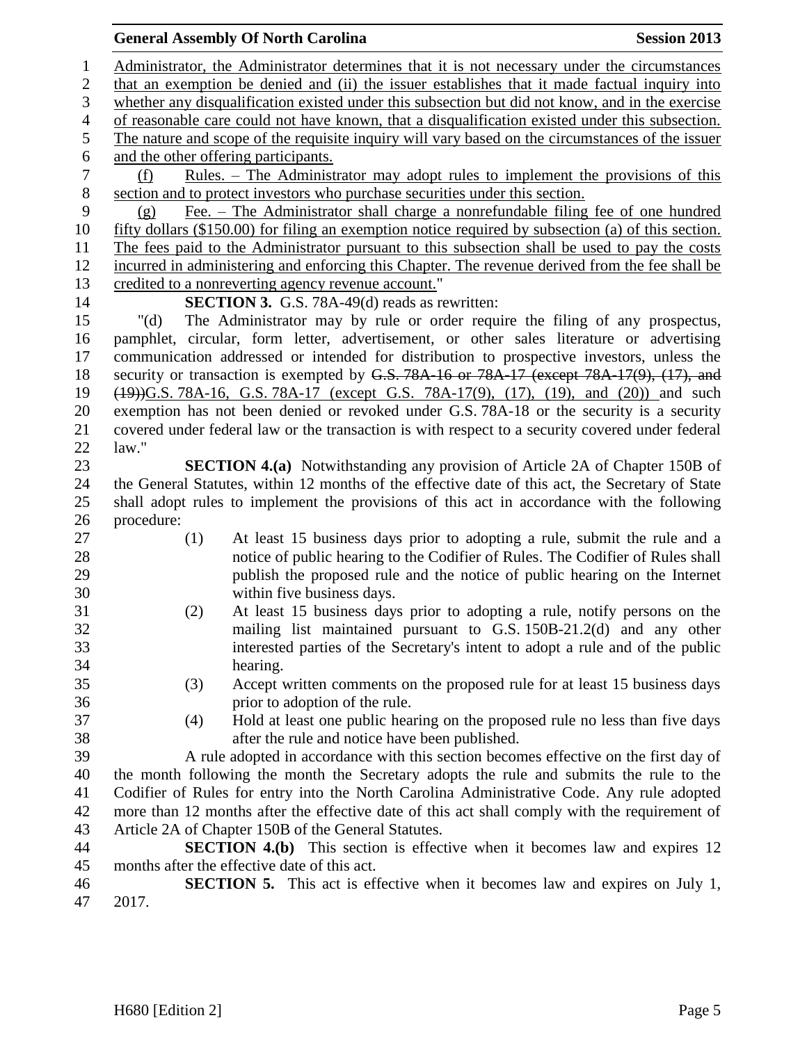Administrator, the Administrator determines that it is not necessary under the circumstances that an exemption be denied and (ii) the issuer establishes that it made factual inquiry into whether any disqualification existed under this subsection but did not know, and in the exercise of reasonable care could not have known, that a disqualification existed under this subsection. The nature and scope of the requisite inquiry will vary based on the circumstances of the issuer and the other offering participants.

(f) Rules. – The Administrator may adopt rules to implement the provisions of this section and to protect investors who purchase securities under this section.

(g) Fee. – The Administrator shall charge a nonrefundable filing fee of one hundred fifty dollars ($150.00) for filing an exemption notice required by subsection (a) of this section. The fees paid to the Administrator pursuant to this subsection shall be used to pay the costs incurred in administering and enforcing this Chapter. The revenue derived from the fee shall be credited to a nonreverting agency revenue account."

**SECTION 3.** G.S. 78A-49(d) reads as rewritten:

"(d) The Administrator may by rule or order require the filing of any prospectus, pamphlet, circular, form letter, advertisement, or other sales literature or advertising communication addressed or intended for distribution to prospective investors, unless the security or transaction is exempted by ~~G.S. 78A-16 or 78A-17 (except 78A-17(9), (17), and (19))~~G.S. 78A-16, G.S. 78A-17 (except G.S. 78A-17(9), (17), (19), and (20)) and such exemption has not been denied or revoked under G.S. 78A-18 or the security is a security covered under federal law or the transaction is with respect to a security covered under federal law."

**SECTION 4.(a)** Notwithstanding any provision of Article 2A of Chapter 150B of the General Statutes, within 12 months of the effective date of this act, the Secretary of State shall adopt rules to implement the provisions of this act in accordance with the following procedure:

(1) At least 15 business days prior to adopting a rule, submit the rule and a notice of public hearing to the Codifier of Rules. The Codifier of Rules shall publish the proposed rule and the notice of public hearing on the Internet within five business days.

(2) At least 15 business days prior to adopting a rule, notify persons on the mailing list maintained pursuant to G.S. 150B-21.2(d) and any other interested parties of the Secretary's intent to adopt a rule and of the public hearing.

(3) Accept written comments on the proposed rule for at least 15 business days prior to adoption of the rule.

(4) Hold at least one public hearing on the proposed rule no less than five days after the rule and notice have been published.

A rule adopted in accordance with this section becomes effective on the first day of the month following the month the Secretary adopts the rule and submits the rule to the Codifier of Rules for entry into the North Carolina Administrative Code. Any rule adopted more than 12 months after the effective date of this act shall comply with the requirement of Article 2A of Chapter 150B of the General Statutes.

**SECTION 4.(b)** This section is effective when it becomes law and expires 12 months after the effective date of this act.

**SECTION 5.** This act is effective when it becomes law and expires on July 1, 2017.